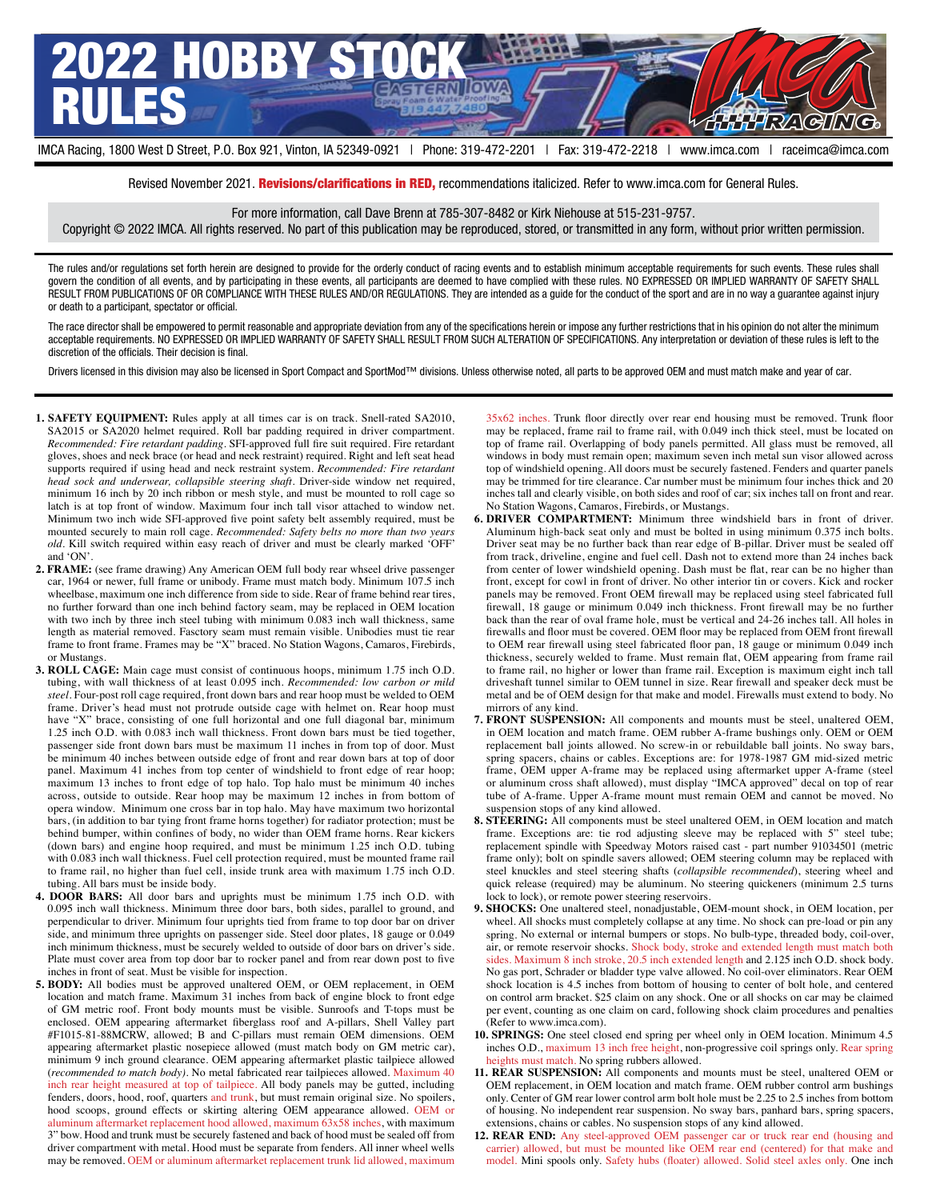# 2022 HOBBY STOCK RULES

IMCA Racing, 1800 West D Street, P.O. Box 921, Vinton, IA 52349-0921 | Phone: 319-472-2201 | Fax: 319-472-2218 | www.imca.com | raceimca@imca.com

Revised November 2021. **Revisions/clarifications in RED,** recommendations italicized. Refer to www.imca.com for General Rules.

For more information, call Dave Brenn at 785-307-8482 or Kirk Niehouse at 515-231-9757.
Copyright © 2022 IMCA. All rights reserved. No part of this publication may be reproduced, stored, or transmitted in any form, without prior written permission.

The rules and/or regulations set forth herein are designed to provide for the orderly conduct of racing events and to establish minimum acceptable requirements for such events. These rules shall govern the condition of all events, and by participating in these events, all participants are deemed to have complied with these rules. NO EXPRESSED OR IMPLIED WARRANTY OF SAFETY SHALL RESULT FROM PUBLICATIONS OF OR COMPLIANCE WITH THESE RULES AND/OR REGULATIONS. They are intended as a guide for the conduct of the sport and are in no way a guarantee against injury or death to a participant, spectator or official.

The race director shall be empowered to permit reasonable and appropriate deviation from any of the specifications herein or impose any further restrictions that in his opinion do not alter the minimum acceptable requirements. NO EXPRESSED OR IMPLIED WARRANTY OF SAFETY SHALL RESULT FROM SUCH ALTERATION OF SPECIFICATIONS. Any interpretation or deviation of these rules is left to the discretion of the officials. Their decision is final.

Drivers licensed in this division may also be licensed in Sport Compact and SportMod™ divisions. Unless otherwise noted, all parts to be approved OEM and must match make and year of car.

1. **SAFETY EQUIPMENT:** Rules apply at all times car is on track. Snell-rated SA2010, SA2015 or SA2020 helmet required. Roll bar padding required in driver compartment. *Recommended: Fire retardant padding*. SFI-approved full fire suit required. Fire retardant gloves, shoes and neck brace (or head and neck restraint) required. Right and left seat head supports required if using head and neck restraint system. *Recommended: Fire retardant head sock and underwear, collapsible steering shaft*. Driver-side window net required, minimum 16 inch by 20 inch ribbon or mesh style, and must be mounted to roll cage so latch is at top front of window. Maximum four inch tall visor attached to window net. Minimum two inch wide SFI-approved five point safety belt assembly required, must be mounted securely to main roll cage. *Recommended: Safety belts no more than two years old*. Kill switch required within easy reach of driver and must be clearly marked 'OFF' and 'ON'.

2. **FRAME:** (see frame drawing) Any American OEM full body rear wheel drive passenger car, 1964 or newer, full frame or unibody. Frame must match body. Minimum 107.5 inch wheelbase, maximum one inch difference from side to side. Rear of frame behind rear tires, no further forward than one inch behind factory seam, may be replaced in OEM location with two inch by three inch steel tubing with minimum 0.083 inch wall thickness, same length as material removed. Fasctory seam must remain visible. Unibodies must tie rear frame to front frame. Frames may be "X" braced. No Station Wagons, Camaros, Firebirds, or Mustangs.

3. **ROLL CAGE:** Main cage must consist of continuous hoops, minimum 1.75 inch O.D. tubing, with wall thickness of at least 0.095 inch. *Recommended: low carbon or mild steel*. Four-post roll cage required, front down bars and rear hoop must be welded to OEM frame. Driver's head must not protrude outside cage with helmet on. Rear hoop must have "X" brace, consisting of one full horizontal and one full diagonal bar, minimum 1.25 inch O.D. with 0.083 inch wall thickness. Front down bars must be tied together, passenger side front down bars must be maximum 11 inches in from top of door. Must be minimum 40 inches between outside edge of front and rear down bars at top of door panel. Maximum 41 inches from top center of windshield to front edge of rear hoop; maximum 13 inches to front edge of top halo. Top halo must be minimum 40 inches across, outside to outside. Rear hoop may be maximum 12 inches in from bottom of opera window. Minimum one cross bar in top halo. May have maximum two horizontal bars, (in addition to bar tying front frame horns together) for radiator protection; must be behind bumper, within confines of body, no wider than OEM frame horns. Rear kickers (down bars) and engine hoop required, and must be minimum 1.25 inch O.D. tubing with 0.083 inch wall thickness. Fuel cell protection required, must be mounted frame rail to frame rail, no higher than fuel cell, inside trunk area with maximum 1.75 inch O.D. tubing. All bars must be inside body.

4. **DOOR BARS:** All door bars and uprights must be minimum 1.75 inch O.D. with 0.095 inch wall thickness. Minimum three door bars, both sides, parallel to ground, and perpendicular to driver. Minimum four uprights tied from frame to top door bar on driver side, and minimum three uprights on passenger side. Steel door plates, 18 gauge or 0.049 inch minimum thickness, must be securely welded to outside of door bars on driver's side. Plate must cover area from top door bar to rocker panel and from rear down post to five inches in front of seat. Must be visible for inspection.

5. **BODY:** All bodies must be approved unaltered OEM, or OEM replacement, in OEM location and match frame. Maximum 31 inches from back of engine block to front edge of GM metric roof. Front body mounts must be visible. Sunroofs and T-tops must be enclosed. OEM appearing aftermarket fiberglass roof and A-pillars, Shell Valley part #F1015-81-88MCRW, allowed; B and C-pillars must remain OEM dimensions. OEM appearing aftermarket plastic nosepiece allowed (must match body on GM metric car), minimum 9 inch ground clearance. OEM appearing aftermarket plastic tailpiece allowed (*recommended to match body)*. No metal fabricated rear tailpieces allowed. Maximum 40 inch rear height measured at top of tailpiece. All body panels may be gutted, including fenders, doors, hood, roof, quarters and trunk, but must remain original size. No spoilers, hood scoops, ground effects or skirting altering OEM appearance allowed. OEM or aluminum aftermarket replacement hood allowed, maximum 63x58 inches, with maximum 3" bow. Hood and trunk must be securely fastened and back of hood must be sealed off from driver compartment with metal. Hood must be separate from fenders. All inner wheel wells may be removed. OEM or aluminum aftermarket replacement trunk lid allowed, maximum 35x62 inches. Trunk floor directly over rear end housing must be removed. Trunk floor may be replaced, frame rail to frame rail, with 0.049 inch thick steel, must be located on top of frame rail. Overlapping of body panels permitted. All glass must be removed, all windows in body must remain open; maximum seven inch metal sun visor allowed across top of windshield opening. All doors must be securely fastened. Fenders and quarter panels may be trimmed for tire clearance. Car number must be minimum four inches thick and 20 inches tall and clearly visible, on both sides and roof of car; six inches tall on front and rear. No Station Wagons, Camaros, Firebirds, or Mustangs.

6. **DRIVER COMPARTMENT:** Minimum three windshield bars in front of driver. Aluminum high-back seat only and must be bolted in using minimum 0.375 inch bolts. Driver seat may be no further back than rear edge of B-pillar. Driver must be sealed off from track, driveline, engine and fuel cell. Dash not to extend more than 24 inches back from center of lower windshield opening. Dash must be flat, rear can be no higher than front, except for cowl in front of driver. No other interior tin or covers. Kick and rocker panels may be removed. Front OEM firewall may be replaced using steel fabricated full firewall, 18 gauge or minimum 0.049 inch thickness. Front firewall may be no further back than the rear of oval frame hole, must be vertical and 24-26 inches tall. All holes in firewalls and floor must be covered. OEM floor may be replaced from OEM front firewall to OEM rear firewall using steel fabricated floor pan, 18 gauge or minimum 0.049 inch thickness, securely welded to frame. Must remain flat, OEM appearing from frame rail to frame rail, no higher or lower than frame rail. Exception is maximum eight inch tall driveshaft tunnel similar to OEM tunnel in size. Rear firewall and speaker deck must be metal and be of OEM design for that make and model. Firewalls must extend to body. No mirrors of any kind.

7. **FRONT SUSPENSION:** All components and mounts must be steel, unaltered OEM, in OEM location and match frame. OEM rubber A-frame bushings only. OEM or OEM replacement ball joints allowed. No screw-in or rebuildable ball joints. No sway bars, spring spacers, chains or cables. Exceptions are: for 1978-1987 GM mid-sized metric frame, OEM upper A-frame may be replaced using aftermarket upper A-frame (steel or aluminum cross shaft allowed), must display "IMCA approved" decal on top of rear tube of A-frame. Upper A-frame mount must remain OEM and cannot be moved. No suspension stops of any kind allowed.

8. **STEERING:** All components must be steel unaltered OEM, in OEM location and match frame. Exceptions are: tie rod adjusting sleeve may be replaced with 5" steel tube; replacement spindle with Speedway Motors raised cast - part number 91034501 (metric frame only); bolt on spindle savers allowed; OEM steering column may be replaced with steel knuckles and steel steering shafts (*collapsible recommended*), steering wheel and quick release (required) may be aluminum. No steering quickeners (minimum 2.5 turns lock to lock), or remote power steering reservoirs.

9. **SHOCKS:** One unaltered steel, nonadjustable, OEM-mount shock, in OEM location, per wheel. All shocks must completely collapse at any time. No shock can pre-load or pin any spring. No external or internal bumpers or stops. No bulb-type, threaded body, coil-over, air, or remote reservoir shocks. Shock body, stroke and extended length must match both sides. Maximum 8 inch stroke, 20.5 inch extended length and 2.125 inch O.D. shock body. No gas port, Schrader or bladder type valve allowed. No coil-over eliminators. Rear OEM shock location is 4.5 inches from bottom of housing to center of bolt hole, and centered on control arm bracket. $25 claim on any shock. One or all shocks on car may be claimed per event, counting as one claim on card, following shock claim procedures and penalties (Refer to www.imca.com).

10. **SPRINGS:** One steel closed end spring per wheel only in OEM location. Minimum 4.5 inches O.D., maximum 13 inch free height, non-progressive coil springs only. Rear spring heights must match. No spring rubbers allowed.

11. **REAR SUSPENSION:** All components and mounts must be steel, unaltered OEM or OEM replacement, in OEM location and match frame. OEM rubber control arm bushings only. Center of GM rear lower control arm bolt hole must be 2.25 to 2.5 inches from bottom of housing. No independent rear suspension. No sway bars, panhard bars, spring spacers, extensions, chains or cables. No suspension stops of any kind allowed.

12. **REAR END:** Any steel-approved OEM passenger car or truck rear end (housing and carrier) allowed, but must be mounted like OEM rear end (centered) for that make and model. Mini spools only. Safety hubs (floater) allowed. Solid steel axles only. One inch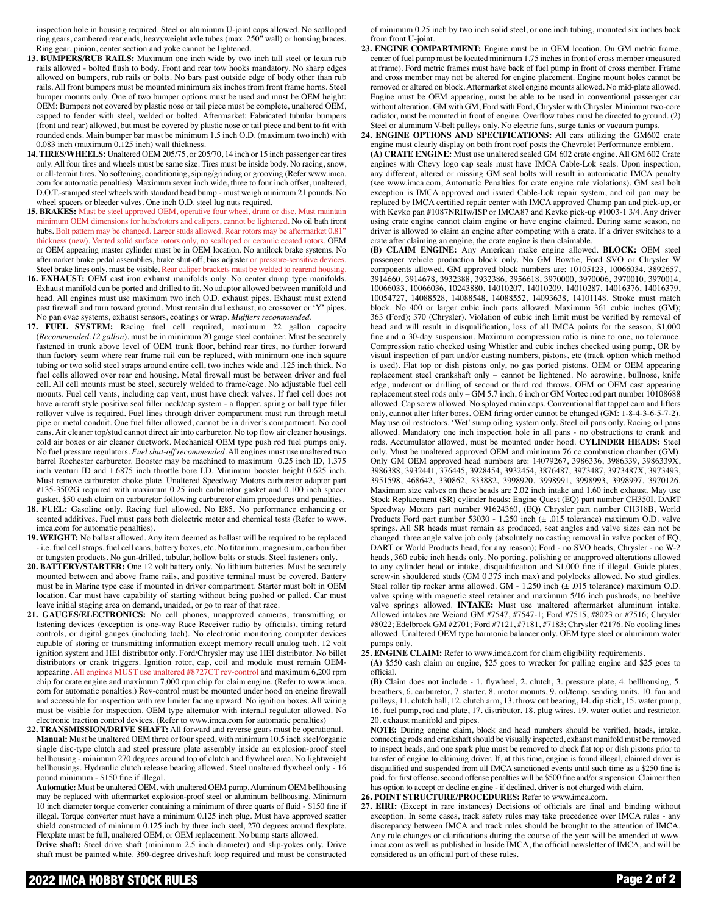inspection hole in housing required. Steel or aluminum U-joint caps allowed. No scalloped ring gears, cambered rear ends, heavyweight axle tubes (max .250" wall) or housing braces. Ring gear, pinion, center section and yoke cannot be lightened.

**13. BUMPERS/RUB RAILS:** Maximum one inch wide by two inch tall steel or lexan rub rails allowed - bolted flush to body. Front and rear tow hooks mandatory. No sharp edges allowed on bumpers, rub rails or bolts. No bars past outside edge of body other than rub rails. All front bumpers must be mounted minimum six inches from front frame horns. Steel bumper mounts only. One of two bumper options must be used and must be OEM height: OEM: Bumpers not covered by plastic nose or tail piece must be complete, unaltered OEM, capped to fender with steel, welded or bolted. Aftermarket: Fabricated tubular bumpers (front and rear) allowed, but must be covered by plastic nose or tail piece and bent to fit with rounded ends. Main bumper bar must be minimum 1.5 inch O.D. (maximum two inch) with 0.083 inch (maximum 0.125 inch) wall thickness.

**14. TIRES/WHEELS:** Unaltered OEM 205/75, or 205/70, 14 inch or 15 inch passenger car tires only. All four tires and wheels must be same size. Tires must be inside body. No racing, snow, or all-terrain tires. No softening, conditioning, siping/grinding or grooving (Refer www.imca.com for automatic penalties). Maximum seven inch wide, three to four inch offset, unaltered, D.O.T.-stamped steel wheels with standard bead bump - must weigh minimum 21 pounds. No wheel spacers or bleeder valves. One inch O.D. steel lug nuts required.

**15. BRAKES:** Must be steel approved OEM, operative four wheel, drum or disc. Must maintain minimum OEM dimensions for hubs/rotors and calipers, cannot be lightened. No oil bath front hubs. Bolt pattern may be changed. Larger studs allowed. Rear rotors may be aftermarket 0.81" thickness (new). Vented solid surface rotors only, no scalloped or ceramic coated rotors. OEM or OEM appearing master cylinder must be in OEM location. No antilock brake systems. No aftermarket brake pedal assemblies, brake shut-off, bias adjuster or pressure-sensitive devices. Steel brake lines only, must be visible. Rear caliper brackets must be welded to rearend housing.

**16. EXHAUST:** OEM cast iron exhaust manifolds only. No center dump type manifolds. Exhaust manifold can be ported and drilled to fit. No adaptor allowed between manifold and head. All engines must use maximum two inch O.D. exhaust pipes. Exhaust must extend past firewall and turn toward ground. Must remain dual exhaust, no crossover or 'Y' pipes. No pan evac systems, exhaust sensors, coatings or wrap. *Mufflers recommended.*

**17. FUEL SYSTEM:** Racing fuel cell required, maximum 22 gallon capacity (*Recommended:12 gallon*), must be in minimum 20 gauge steel container. Must be securely fastened in trunk above level of OEM trunk floor, behind rear tires, no further forward than factory seam where rear frame rail can be replaced, with minimum one inch square tubing or two solid steel straps around entire cell, two inches wide and .125 inch thick. No fuel cells allowed over rear end housing. Metal firewall must be between driver and fuel cell. All cell mounts must be steel, securely welded to frame/cage. No adjustable fuel cell mounts. Fuel cell vents, including cap vent, must have check valves. If fuel cell does not have aircraft style positive seal filler neck/cap system - a flapper, spring or ball type filler rollover valve is required. Fuel lines through driver compartment must run through metal pipe or metal conduit. One fuel filter allowed, cannot be in driver's compartment. No cool cans. Air cleaner top/stud cannot direct air into carburetor. No top flow air cleaner housings, cold air boxes or air cleaner ductwork. Mechanical OEM type push rod fuel pumps only. No fuel pressure regulators. *Fuel shut-off recommended.* All engines must use unaltered two barrel Rochester carburetor. Booster may be machined to maximum 0.25 inch ID, 1.375 inch venturi ID and 1.6875 inch throttle bore I.D. Minimum booster height 0.625 inch. Must remove carburetor choke plate. Unaltered Speedway Motors carburetor adaptor part #135-3502G required with maximum 0.25 inch carburetor gasket and 0.100 inch spacer gasket. $50 cash claim on carburetor following carburetor claim procedures and penalties.

**18. FUEL:** Gasoline only. Racing fuel allowed. No E85. No performance enhancing or scented additives. Fuel must pass both dielectric meter and chemical tests (Refer to www.imca.com for automatic penalties).

**19. WEIGHT:** No ballast allowed. Any item deemed as ballast will be required to be replaced - i.e. fuel cell straps, fuel cell cans, battery boxes, etc. No titanium, magnesium, carbon fiber or tungsten products. No gun-drilled, tubular, hollow bolts or studs. Steel fasteners only.

**20. BATTERY/STARTER:** One 12 volt battery only. No lithium batteries. Must be securely mounted between and above frame rails, and positive terminal must be covered. Battery must be in Marine type case if mounted in driver compartment. Starter must bolt in OEM location. Car must have capability of starting without being pushed or pulled. Car must leave initial staging area on demand, unaided, or go to rear of that race.

**21. GAUGES/ELECTRONICS:** No cell phones, unapproved cameras, transmitting or listening devices (exception is one-way Race Receiver radio by officials), timing retard controls, or digital gauges (including tach). No electronic monitoring computer devices capable of storing or transmitting information except memory recall analog tach. 12 volt ignition system and HEI distributor only. Ford/Chrysler may use HEI distributor. No billet distributors or crank triggers. Ignition rotor, cap, coil and module must remain OEM-appearing. All engines MUST use unaltered #8727CT rev-control and maximum 6,200 rpm chip for crate engine and maximum 7,000 rpm chip for claim engine. (Refer to www.imca.com for automatic penalties.) Rev-control must be mounted under hood on engine firewall and accessible for inspection with rev limiter facing upward. No ignition boxes. All wiring must be visible for inspection. OEM type alternator with internal regulator allowed. No electronic traction control devices. (Refer to www.imca.com for automatic penalties)

**22. TRANSMISSION/DRIVE SHAFT:** All forward and reverse gears must be operational.

**Manual:** Must be unaltered OEM three or four speed, with minimum 10.5 inch steel/organic single disc-type clutch and steel pressure plate assembly inside an explosion-proof steel bellhousing - minimum 270 degrees around top of clutch and flywheel area. No lightweight bellhousings. Hydraulic clutch release bearing allowed. Steel unaltered flywheel only - 16 pound minimum - $150 fine if illegal.

**Automatic:** Must be unaltered OEM, with unaltered OEM pump. Aluminum OEM bellhousing may be replaced with aftermarket explosion-proof steel or aluminum bellhousing. Minimum 10 inch diameter torque converter containing a minimum of three quarts of fluid - $150 fine if illegal. Torque converter must have a minimum 0.125 inch plug. Must have approved scatter shield constructed of minimum 0.125 inch by three inch steel, 270 degrees around flexplate. Flexplate must be full, unaltered OEM, or OEM replacement. No bump starts allowed.

**Drive shaft:** Steel drive shaft (minimum 2.5 inch diameter) and slip-yokes only. Drive shaft must be painted white. 360-degree driveshaft loop required and must be constructed of minimum 0.25 inch by two inch solid steel, or one inch tubing, mounted six inches back from front U-joint.

**23. ENGINE COMPARTMENT:** Engine must be in OEM location. On GM metric frame, center of fuel pump must be located minimum 1.75 inches in front of cross member (measured at frame). Ford metric frames must have back of fuel pump in front of cross member. Frame and cross member may not be altered for engine placement. Engine mount holes cannot be removed or altered on block. Aftermarket steel engine mounts allowed. No mid-plate allowed. Engine must be OEM appearing, must be able to be used in conventional passenger car without alteration. GM with GM, Ford with Ford, Chrysler with Chrysler. Minimum two-core radiator, must be mounted in front of engine. Overflow tubes must be directed to ground. (2) Steel or aluminum V-belt pulleys only. No electric fans, surge tanks or vacuum pumps.

**24. ENGINE OPTIONS AND SPECIFICATIONS:** All cars utilizing the GM602 crate engine must clearly display on both front roof posts the Chevrolet Performance emblem.

**(A) CRATE ENGINE:** Must use unaltered sealed GM 602 crate engine. All GM 602 Crate engines with Chevy logo cap seals must have IMCA Cable-Lok seals. Upon inspection, any different, altered or missing GM seal bolts will result in automatic IMCA penalty (see www.imca.com, Automatic Penalties for crate engine rule violations). GM seal bolt exception is IMCA approved and issued Cable-Lok repair system, and oil pan may be replaced by IMCA certified repair center with IMCA approved Champ pan and pick-up, or with Kevko pan #1087NRHw/ISP or IMCA87 and Kevko pick-up #1003-1 3/4. Any driver using crate engine cannot claim engine or have engine claimed. During same season, no driver is allowed to claim an engine after competing with a crate. If a driver switches to a crate after claiming an engine, the crate engine is then claimable.

**(B) CLAIM ENGINE:** Any American make engine allowed. **BLOCK:** OEM steel passenger vehicle production block only. No GM Bowtie, Ford SVO or Chrysler W components allowed. GM approved block numbers are: 10105123, 10066034, 3892657, 3914660, 3914678, 3932388, 3932386, 3956618, 3970000, 3970006, 3970010, 3970014, 10066033, 10066036, 10243880, 14010207, 14010209, 14010287, 14016376, 14016379, 10054727, 14088528, 14088548, 14088552, 14093638, 14101148. Stroke must match block. No 400 or larger cubic inch parts allowed. Maximum 361 cubic inches (GM); 363 (Ford); 370 (Chrysler). Violation of cubic inch limit must be verified by removal of head and will result in disqualification, loss of all IMCA points for the season, $1,000 fine and a 30-day suspension. Maximum compression ratio is nine to one, no tolerance. Compression ratio checked using Whistler and cubic inches checked using pump, OR by visual inspection of part and/or casting numbers, pistons, etc (track option which method is used). Flat top or dish pistons only, no gas ported pistons. OEM or OEM appearing replacement steel crankshaft only – cannot be lightened. No aerowing, bullnose, knife edge, undercut or drilling of second or third rod throws. OEM or OEM cast appearing replacement steel rods only – GM 5.7 inch, 6 inch or GM Vortec rod part number 10108688 allowed. Cap screw allowed. No splayed main caps. Conventional flat tappet cam and lifters only, cannot alter lifter bores. OEM firing order cannot be changed (GM: 1-8-4-3-6-5-7-2). May use oil restrictors. 'Wet' sump oiling system only. Steel oil pans only. Racing oil pans allowed. Mandatory one inch inspection hole in all pans - no obstructions to crank and rods. Accumulator allowed, must be mounted under hood. **CYLINDER HEADS:** Steel only. Must be unaltered approved OEM and minimum 76 cc combustion chamber (GM). Only GM OEM approved head numbers are: 14079267, 3986336, 3986339, 3986339X, 3986388, 3932441, 376445, 3928454, 3932454, 3876487, 3973487, 3973487X, 3973493, 3951598, 468642, 330862, 333882, 3998920, 3998991, 3998993, 3998997, 3970126. Maximum size valves on these heads are 2.02 inch intake and 1.60 inch exhaust. May use Stock Replacement (SR) cylinder heads: Engine Quest (EQ) part number CH350I, DART Speedway Motors part number 91624360, (EQ) Chrysler part number CH318B, World Products Ford part number 53030 - 1.250 inch (± .015 tolerance) maximum O.D. valve springs. All SR heads must remain as produced, seat angles and valve sizes can not be changed: three angle valve job only (absolutely no casting removal in valve pocket of EQ, DART or World Products head, for any reason); Ford - no SVO heads; Chrysler - no W-2 heads, 360 cubic inch heads only. No porting, polishing or unapproved alterations allowed to any cylinder head or intake, disqualification and $1,000 fine if illegal. Guide plates, screw-in shouldered studs (GM 0.375 inch max) and polylocks allowed. No stud girdles. Steel roller tip rocker arms allowed. GM - 1.250 inch (± .015 tolerance) maximum O.D. valve spring with magnetic steel retainer and maximum 5/16 inch pushrods, no beehive valve springs allowed. **INTAKE:** Must use unaltered aftermarket aluminum intake. Allowed intakes are Weiand GM #7547, #7547-1; Ford #7515, #8023 or #7516; Chrysler #8022; Edelbrock GM #2701; Ford #7121, #7181, #7183; Chrysler #2176. No cooling lines allowed. Unaltered OEM type harmonic balancer only. OEM type steel or aluminum water pumps only.

**25. ENGINE CLAIM:** Refer to www.imca.com for claim eligibility requirements.

**(A)** $550 cash claim on engine, $25 goes to wrecker for pulling engine and $25 goes to official.

**(B)** Claim does not include - 1. flywheel, 2. clutch, 3. pressure plate, 4. bellhousing, 5. breathers, 6. carburetor, 7. starter, 8. motor mounts, 9. oil/temp. sending units, 10. fan and pulleys, 11. clutch ball, 12. clutch arm, 13. throw out bearing, 14. dip stick, 15. water pump, 16. fuel pump, rod and plate, 17. distributor, 18. plug wires, 19. water outlet and restrictor. 20. exhaust manifold and pipes.

**NOTE:** During engine claim, block and head numbers should be verified, heads, intake, connecting rods and crankshaft should be visually inspected, exhaust manifold must be removed to inspect heads, and one spark plug must be removed to check flat top or dish pistons prior to transfer of engine to claiming driver. If, at this time, engine is found illegal, claimed driver is disqualified and suspended from all IMCA sanctioned events until such time as a $250 fine is paid, for first offense, second offense penalties will be $500 fine and/or suspension. Claimer then has option to accept or decline engine - if declined, driver is not charged with claim.

**26. POINT STRUCTURE/PROCEDURES:** Refer to www.imca.com.

**27. EIRI:** (Except in rare instances) Decisions of officials are final and binding without exception. In some cases, track safety rules may take precedence over IMCA rules - any discrepancy between IMCA and track rules should be brought to the attention of IMCA. Any rule changes or clarifications during the course of the year will be amended at www.imca.com as well as published in Inside IMCA, the official newsletter of IMCA, and will be considered as an official part of these rules.